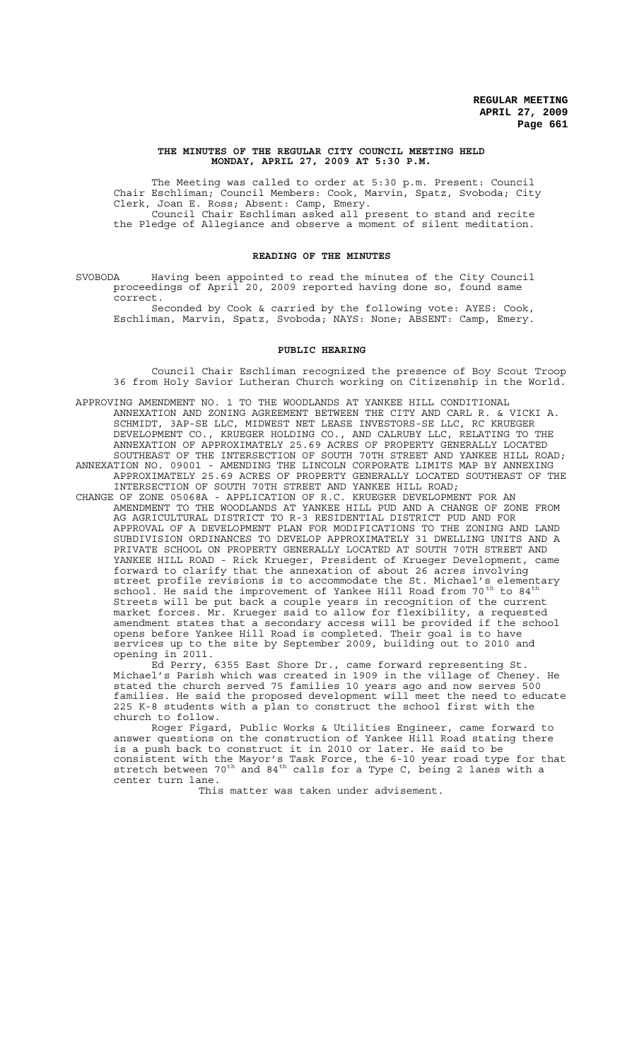**THE MINUTES OF THE REGULAR CITY COUNCIL MEETING HELD MONDAY, APRIL 27, 2009 AT 5:30 P.M.**

The Meeting was called to order at 5:30 p.m. Present: Council Chair Eschliman; Council Members: Cook, Marvin, Spatz, Svoboda; City Clerk, Joan E. Ross; Absent: Camp, Emery.

Council Chair Eschliman asked all present to stand and recite the Pledge of Allegiance and observe a moment of silent meditation.

## READING OF THE MINUTES

SVOBODA Having been appointed to read the minutes of the City Council proceedings of April 20, 2009 reported having done so, found same correct.

Seconded by Cook & carried by the following vote: AYES: Cook, Eschliman, Marvin, Spatz, Svoboda; NAYS: None; ABSENT: Camp, Emery.

## PUBLIC HEARING

Council Chair Eschliman recognized the presence of Boy Scout Troop 36 from Holy Savior Lutheran Church working on Citizenship in the World.

APPROVING AMENDMENT NO. 1 TO THE WOODLANDS AT YANKEE HILL CONDITIONAL ANNEXATION AND ZONING AGREEMENT BETWEEN THE CITY AND CARL R. & VICKI A. SCHMIDT, 3AP-SE LLC, MIDWEST NET LEASE INVESTORS-SE LLC, RC KRUEGER DEVELOPMENT CO., KRUEGER HOLDING CO., AND CALRUBY LLC, RELATING TO THE ANNEXATION OF APPROXIMATELY 25.69 ACRES OF PROPERTY GENERALLY LOCATED SOUTHEAST OF THE INTERSECTION OF SOUTH 70TH STREET AND YANKEE HILL ROAD;

ANNEXATION NO. 09001 - AMENDING THE LINCOLN CORPORATE LIMITS MAP BY ANNEXING APPROXIMATELY 25.69 ACRES OF PROPERTY GENERALLY LOCATED SOUTHEAST OF THE INTERSECTION OF SOUTH 70TH STREET AND YANKEE HILL ROAD;

CHANGE OF ZONE 05068A - APPLICATION OF R.C. KRUEGER DEVELOPMENT FOR AN AMENDMENT TO THE WOODLANDS AT YANKEE HILL PUD AND A CHANGE OF ZONE FROM AG AGRICULTURAL DISTRICT TO R-3 RESIDENTIAL DISTRICT PUD AND FOR APPROVAL OF A DEVELOPMENT PLAN FOR MODIFICATIONS TO THE ZONING AND LAND SUBDIVISION ORDINANCES TO DEVELOP APPROXIMATELY 31 DWELLING UNITS AND A PRIVATE SCHOOL ON PROPERTY GENERALLY LOCATED AT SOUTH 70TH STREET AND YANKEE HILL ROAD - Rick Krueger, President of Krueger Development, came forward to clarify that the annexation of about 26 acres involving street profile revisions is to accommodate the St. Michael's elementary school. He said the improvement of Yankee Hill Road from 70th to 84th Streets will be put back a couple years in recognition of the current market forces. Mr. Krueger said to allow for flexibility, a requested amendment states that a secondary access will be provided if the school opens before Yankee Hill Road is completed. Their goal is to have services up to the site by September 2009, building out to 2010 and opening in 2011.

Ed Perry, 6355 East Shore Dr., came forward representing St. Michael's Parish which was created in 1909 in the village of Cheney. He stated the church served 75 families 10 years ago and now serves 500 families. He said the proposed development will meet the need to educate 225 K-8 students with a plan to construct the school first with the church to follow.

Roger Figard, Public Works & Utilities Engineer, came forward to answer questions on the construction of Yankee Hill Road stating there is a push back to construct it in 2010 or later. He said to be consistent with the Mayor's Task Force, the 6-10 year road type for that stretch between 70th and 84th calls for a Type C, being 2 lanes with a center turn lane.

This matter was taken under advisement.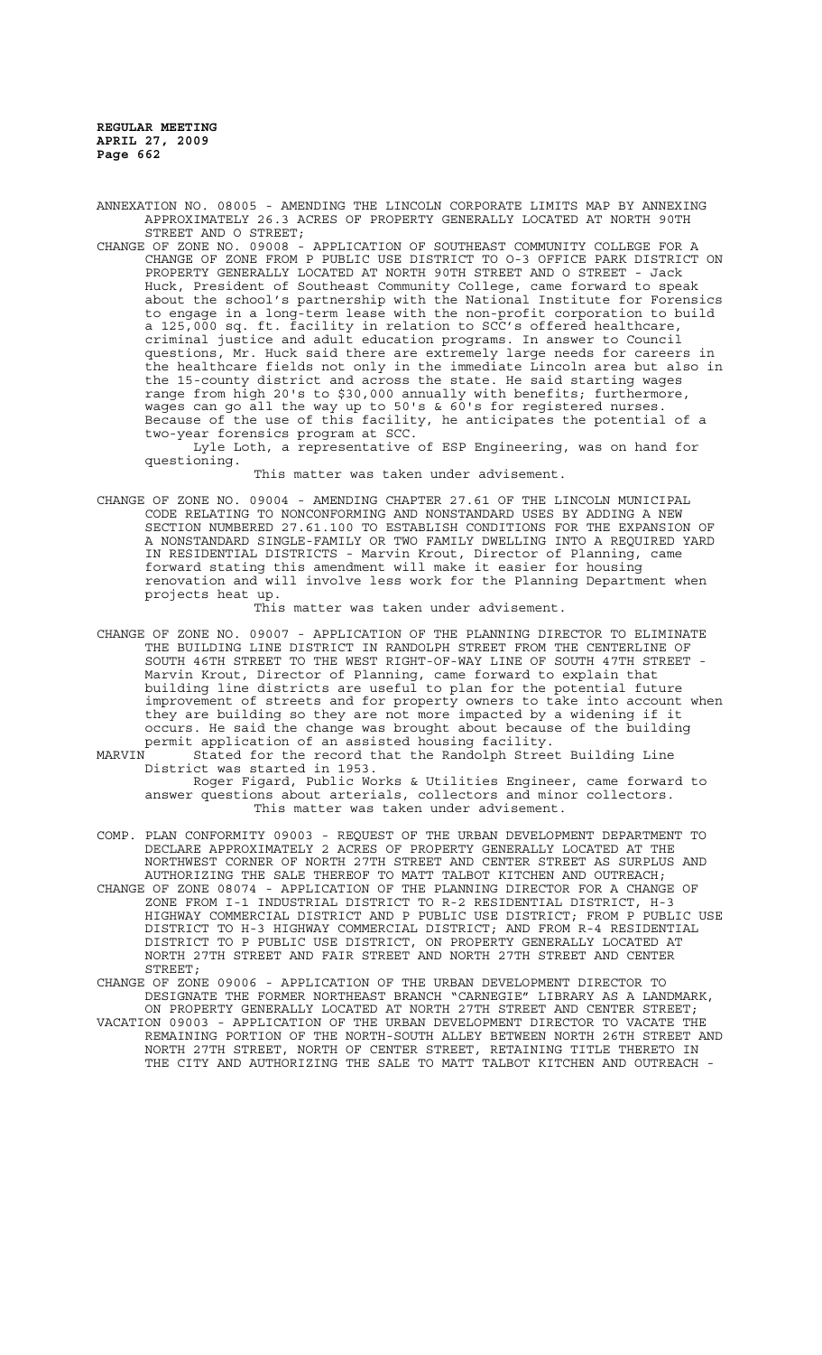ANNEXATION NO. 08005 - AMENDING THE LINCOLN CORPORATE LIMITS MAP BY ANNEXING APPROXIMATELY 26.3 ACRES OF PROPERTY GENERALLY LOCATED AT NORTH 90TH STREET AND O STREET;

CHANGE OF ZONE NO. 09008 - APPLICATION OF SOUTHEAST COMMUNITY COLLEGE FOR A CHANGE OF ZONE FROM P PUBLIC USE DISTRICT TO O-3 OFFICE PARK DISTRICT ON PROPERTY GENERALLY LOCATED AT NORTH 90TH STREET AND O STREET - Jack Huck, President of Southeast Community College, came forward to speak about the school's partnership with the National Institute for Forensics to engage in a long-term lease with the non-profit corporation to build a 125,000 sq. ft. facility in relation to SCC's offered healthcare, criminal justice and adult education programs. In answer to Council questions, Mr. Huck said there are extremely large needs for careers in the healthcare fields not only in the immediate Lincoln area but also in the 15-county district and across the state. He said starting wages range from high 20's to $30,000 annually with benefits; furthermore, wages can go all the way up to 50's & 60's for registered nurses. Because of the use of this facility, he anticipates the potential of a two-year forensics program at SCC.

Lyle Loth, a representative of ESP Engineering, was on hand for questioning.

This matter was taken under advisement.

CHANGE OF ZONE NO. 09004 - AMENDING CHAPTER 27.61 OF THE LINCOLN MUNICIPAL CODE RELATING TO NONCONFORMING AND NONSTANDARD USES BY ADDING A NEW SECTION NUMBERED 27.61.100 TO ESTABLISH CONDITIONS FOR THE EXPANSION OF A NONSTANDARD SINGLE-FAMILY OR TWO FAMILY DWELLING INTO A REQUIRED YARD IN RESIDENTIAL DISTRICTS - Marvin Krout, Director of Planning, came forward stating this amendment will make it easier for housing renovation and will involve less work for the Planning Department when projects heat up.

This matter was taken under advisement.

CHANGE OF ZONE NO. 09007 - APPLICATION OF THE PLANNING DIRECTOR TO ELIMINATE THE BUILDING LINE DISTRICT IN RANDOLPH STREET FROM THE CENTERLINE OF SOUTH 46TH STREET TO THE WEST RIGHT-OF-WAY LINE OF SOUTH 47TH STREET - Marvin Krout, Director of Planning, came forward to explain that building line districts are useful to plan for the potential future improvement of streets and for property owners to take into account when they are building so they are not more impacted by a widening if it occurs. He said the change was brought about because of the building permit application of an assisted housing facility.

MARVIN Stated for the record that the Randolph Street Building Line District was started in 1953.

Roger Figard, Public Works & Utilities Engineer, came forward to answer questions about arterials, collectors and minor collectors.

This matter was taken under advisement.

COMP. PLAN CONFORMITY 09003 - REQUEST OF THE URBAN DEVELOPMENT DEPARTMENT TO DECLARE APPROXIMATELY 2 ACRES OF PROPERTY GENERALLY LOCATED AT THE NORTHWEST CORNER OF NORTH 27TH STREET AND CENTER STREET AS SURPLUS AND AUTHORIZING THE SALE THEREOF TO MATT TALBOT KITCHEN AND OUTREACH;

CHANGE OF ZONE 08074 - APPLICATION OF THE PLANNING DIRECTOR FOR A CHANGE OF ZONE FROM I-1 INDUSTRIAL DISTRICT TO R-2 RESIDENTIAL DISTRICT, H-3 HIGHWAY COMMERCIAL DISTRICT AND P PUBLIC USE DISTRICT; FROM P PUBLIC USE DISTRICT TO H-3 HIGHWAY COMMERCIAL DISTRICT; AND FROM R-4 RESIDENTIAL DISTRICT TO P PUBLIC USE DISTRICT, ON PROPERTY GENERALLY LOCATED AT NORTH 27TH STREET AND FAIR STREET AND NORTH 27TH STREET AND CENTER STREET;

CHANGE OF ZONE 09006 - APPLICATION OF THE URBAN DEVELOPMENT DIRECTOR TO DESIGNATE THE FORMER NORTHEAST BRANCH "CARNEGIE" LIBRARY AS A LANDMARK, ON PROPERTY GENERALLY LOCATED AT NORTH 27TH STREET AND CENTER STREET;

VACATION 09003 - APPLICATION OF THE URBAN DEVELOPMENT DIRECTOR TO VACATE THE REMAINING PORTION OF THE NORTH-SOUTH ALLEY BETWEEN NORTH 26TH STREET AND NORTH 27TH STREET, NORTH OF CENTER STREET, RETAINING TITLE THERETO IN THE CITY AND AUTHORIZING THE SALE TO MATT TALBOT KITCHEN AND OUTREACH -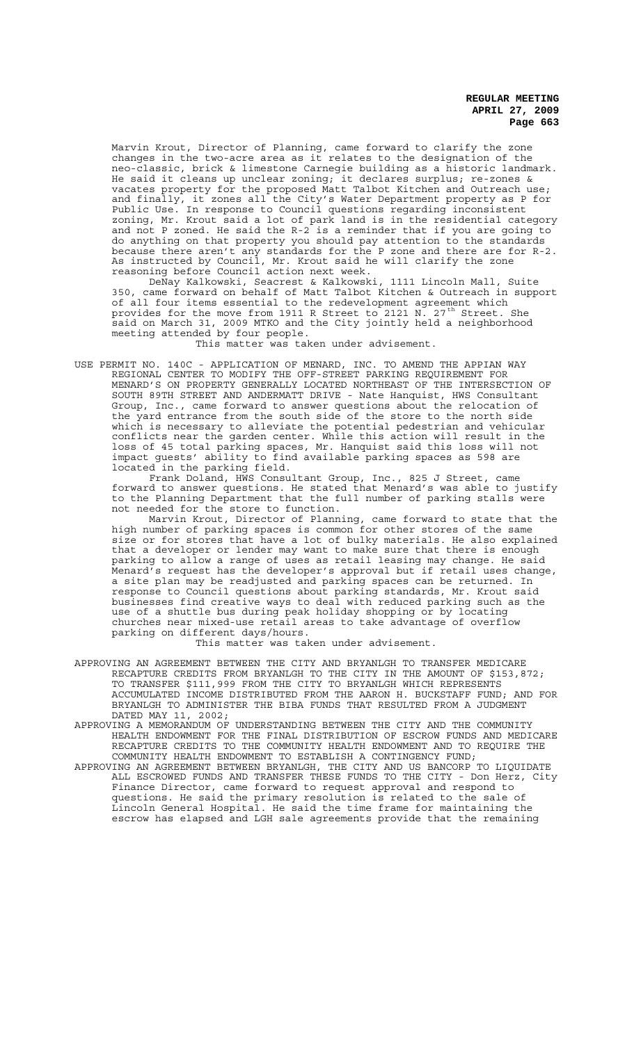Marvin Krout, Director of Planning, came forward to clarify the zone changes in the two-acre area as it relates to the designation of the neo-classic, brick & limestone Carnegie building as a historic landmark. He said it cleans up unclear zoning; it declares surplus; re-zones & vacates property for the proposed Matt Talbot Kitchen and Outreach use; and finally, it zones all the City's Water Department property as P for Public Use. In response to Council questions regarding inconsistent zoning, Mr. Krout said a lot of park land is in the residential category and not P zoned. He said the R-2 is a reminder that if you are going to do anything on that property you should pay attention to the standards because there aren't any standards for the P zone and there are for R-2. As instructed by Council, Mr. Krout said he will clarify the zone reasoning before Council action next week.

DeNay Kalkowski, Seacrest & Kalkowski, 1111 Lincoln Mall, Suite 350, came forward on behalf of Matt Talbot Kitchen & Outreach in support of all four items essential to the redevelopment agreement which provides for the move from 1911 R Street to 2121 N. 27th Street. She said on March 31, 2009 MTKO and the City jointly held a neighborhood meeting attended by four people.

This matter was taken under advisement.

USE PERMIT NO. 140C - APPLICATION OF MENARD, INC. TO AMEND THE APPIAN WAY REGIONAL CENTER TO MODIFY THE OFF-STREET PARKING REQUIREMENT FOR MENARD'S ON PROPERTY GENERALLY LOCATED NORTHEAST OF THE INTERSECTION OF SOUTH 89TH STREET AND ANDERMATT DRIVE - Nate Hanquist, HWS Consultant Group, Inc., came forward to answer questions about the relocation of the yard entrance from the south side of the store to the north side which is necessary to alleviate the potential pedestrian and vehicular conflicts near the garden center. While this action will result in the loss of 45 total parking spaces, Mr. Hanquist said this loss will not impact guests' ability to find available parking spaces as 598 are located in the parking field.

Frank Doland, HWS Consultant Group, Inc., 825 J Street, came forward to answer questions. He stated that Menard's was able to justify to the Planning Department that the full number of parking stalls were not needed for the store to function.

Marvin Krout, Director of Planning, came forward to state that the high number of parking spaces is common for other stores of the same size or for stores that have a lot of bulky materials. He also explained that a developer or lender may want to make sure that there is enough parking to allow a range of uses as retail leasing may change. He said Menard's request has the developer's approval but if retail uses change, a site plan may be readjusted and parking spaces can be returned. In response to Council questions about parking standards, Mr. Krout said businesses find creative ways to deal with reduced parking such as the use of a shuttle bus during peak holiday shopping or by locating churches near mixed-use retail areas to take advantage of overflow parking on different days/hours.

This matter was taken under advisement.

APPROVING AN AGREEMENT BETWEEN THE CITY AND BRYANLGH TO TRANSFER MEDICARE RECAPTURE CREDITS FROM BRYANLGH TO THE CITY IN THE AMOUNT OF $153,872; TO TRANSFER $111,999 FROM THE CITY TO BRYANLGH WHICH REPRESENTS ACCUMULATED INCOME DISTRIBUTED FROM THE AARON H. BUCKSTAFF FUND; AND FOR BRYANLGH TO ADMINISTER THE BIBA FUNDS THAT RESULTED FROM A JUDGMENT DATED MAY 11, 2002;

APPROVING A MEMORANDUM OF UNDERSTANDING BETWEEN THE CITY AND THE COMMUNITY HEALTH ENDOWMENT FOR THE FINAL DISTRIBUTION OF ESCROW FUNDS AND MEDICARE RECAPTURE CREDITS TO THE COMMUNITY HEALTH ENDOWMENT AND TO REQUIRE THE COMMUNITY HEALTH ENDOWMENT TO ESTABLISH A CONTINGENCY FUND;

APPROVING AN AGREEMENT BETWEEN BRYANLGH, THE CITY AND US BANCORP TO LIQUIDATE ALL ESCROWED FUNDS AND TRANSFER THESE FUNDS TO THE CITY - Don Herz, City Finance Director, came forward to request approval and respond to questions. He said the primary resolution is related to the sale of Lincoln General Hospital. He said the time frame for maintaining the escrow has elapsed and LGH sale agreements provide that the remaining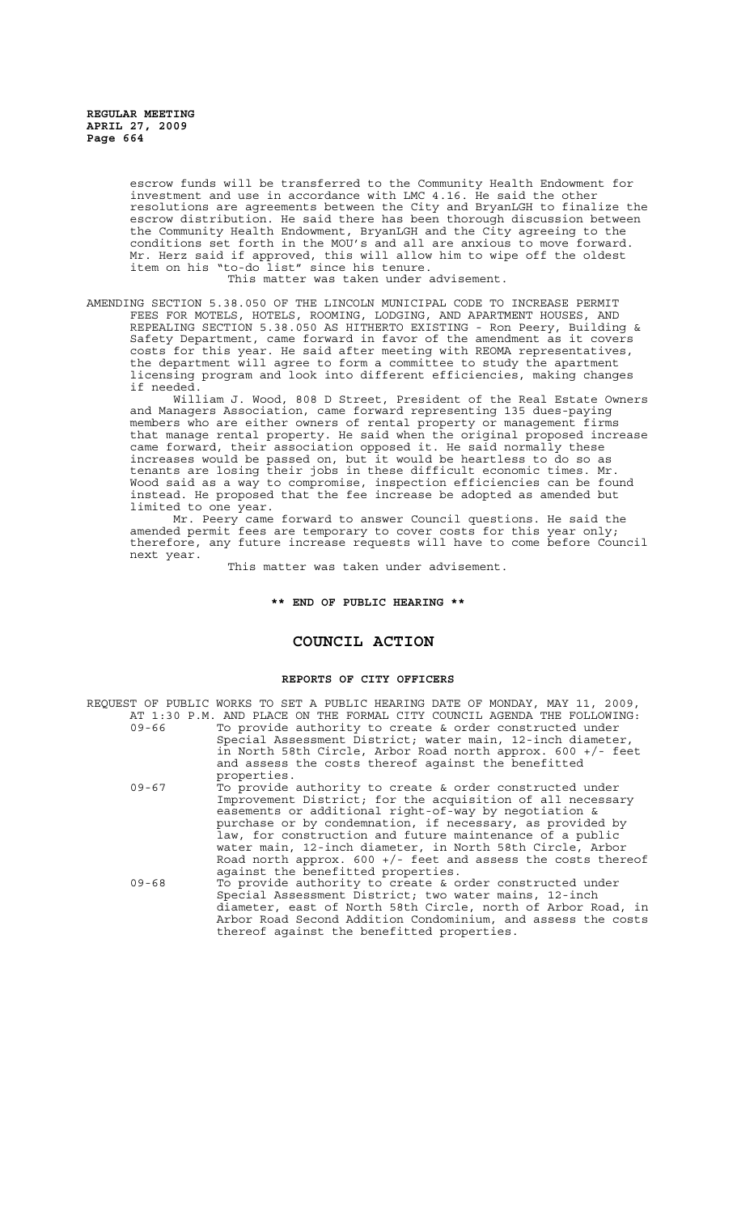escrow funds will be transferred to the Community Health Endowment for investment and use in accordance with LMC 4.16. He said the other resolutions are agreements between the City and BryanLGH to finalize the escrow distribution. He said there has been thorough discussion between the Community Health Endowment, BryanLGH and the City agreeing to the conditions set forth in the MOU's and all are anxious to move forward. Mr. Herz said if approved, this will allow him to wipe off the oldest item on his "to-do list" since his tenure.

This matter was taken under advisement.

AMENDING SECTION 5.38.050 OF THE LINCOLN MUNICIPAL CODE TO INCREASE PERMIT FEES FOR MOTELS, HOTELS, ROOMING, LODGING, AND APARTMENT HOUSES, AND REPEALING SECTION 5.38.050 AS HITHERTO EXISTING - Ron Peery, Building & Safety Department, came forward in favor of the amendment as it covers costs for this year. He said after meeting with REOMA representatives, the department will agree to form a committee to study the apartment licensing program and look into different efficiencies, making changes if needed.

William J. Wood, 808 D Street, President of the Real Estate Owners and Managers Association, came forward representing 135 dues-paying members who are either owners of rental property or management firms that manage rental property. He said when the original proposed increase came forward, their association opposed it. He said normally these increases would be passed on, but it would be heartless to do so as tenants are losing their jobs in these difficult economic times. Mr. Wood said as a way to compromise, inspection efficiencies can be found instead. He proposed that the fee increase be adopted as amended but limited to one year.

Mr. Peery came forward to answer Council questions. He said the amended permit fees are temporary to cover costs for this year only; therefore, any future increase requests will have to come before Council next year.

This matter was taken under advisement.

**\*\* END OF PUBLIC HEARING \*\***

## COUNCIL ACTION

### REPORTS OF CITY OFFICERS

REQUEST OF PUBLIC WORKS TO SET A PUBLIC HEARING DATE OF MONDAY, MAY 11, 2009, AT 1:30 P.M. AND PLACE ON THE FORMAL CITY COUNCIL AGENDA THE FOLLOWING:

09-66 To provide authority to create & order constructed under Special Assessment District; water main, 12-inch diameter, in North 58th Circle, Arbor Road north approx. 600 +/- feet and assess the costs thereof against the benefitted properties.

09-67 To provide authority to create & order constructed under Improvement District; for the acquisition of all necessary easements or additional right-of-way by negotiation & purchase or by condemnation, if necessary, as provided by law, for construction and future maintenance of a public water main, 12-inch diameter, in North 58th Circle, Arbor Road north approx. 600 +/- feet and assess the costs thereof against the benefitted properties.

09-68 To provide authority to create & order constructed under Special Assessment District; two water mains, 12-inch diameter, east of North 58th Circle, north of Arbor Road, in Arbor Road Second Addition Condominium, and assess the costs thereof against the benefitted properties.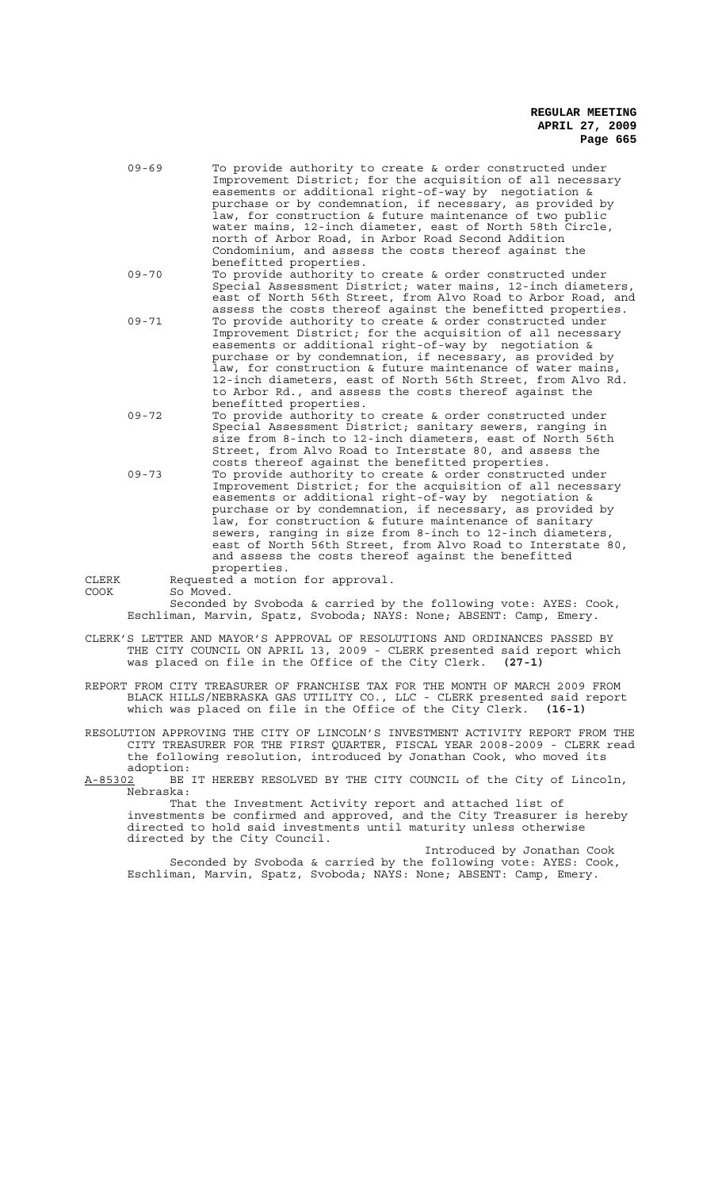09-69 To provide authority to create & order constructed under Improvement District; for the acquisition of all necessary easements or additional right-of-way by negotiation & purchase or by condemnation, if necessary, as provided by law, for construction & future maintenance of two public water mains, 12-inch diameter, east of North 58th Circle, north of Arbor Road, in Arbor Road Second Addition Condominium, and assess the costs thereof against the benefitted properties.

09-70 To provide authority to create & order constructed under Special Assessment District; water mains, 12-inch diameters, east of North 56th Street, from Alvo Road to Arbor Road, and assess the costs thereof against the benefitted properties.

09-71 To provide authority to create & order constructed under Improvement District; for the acquisition of all necessary easements or additional right-of-way by negotiation & purchase or by condemnation, if necessary, as provided by law, for construction & future maintenance of water mains, 12-inch diameters, east of North 56th Street, from Alvo Rd. to Arbor Rd., and assess the costs thereof against the benefitted properties.

09-72 To provide authority to create & order constructed under Special Assessment District; sanitary sewers, ranging in size from 8-inch to 12-inch diameters, east of North 56th Street, from Alvo Road to Interstate 80, and assess the costs thereof against the benefitted properties.

09-73 To provide authority to create & order constructed under Improvement District; for the acquisition of all necessary easements or additional right-of-way by negotiation & purchase or by condemnation, if necessary, as provided by law, for construction & future maintenance of sanitary sewers, ranging in size from 8-inch to 12-inch diameters, east of North 56th Street, from Alvo Road to Interstate 80, and assess the costs thereof against the benefitted properties.

CLERK Requested a motion for approval.

COOK So Moved.

Seconded by Svoboda & carried by the following vote: AYES: Cook, Eschliman, Marvin, Spatz, Svoboda; NAYS: None; ABSENT: Camp, Emery.

CLERK'S LETTER AND MAYOR'S APPROVAL OF RESOLUTIONS AND ORDINANCES PASSED BY THE CITY COUNCIL ON APRIL 13, 2009 - CLERK presented said report which was placed on file in the Office of the City Clerk. **(27-1)**

REPORT FROM CITY TREASURER OF FRANCHISE TAX FOR THE MONTH OF MARCH 2009 FROM BLACK HILLS/NEBRASKA GAS UTILITY CO., LLC - CLERK presented said report which was placed on file in the Office of the City Clerk. **(16-1)**

RESOLUTION APPROVING THE CITY OF LINCOLN'S INVESTMENT ACTIVITY REPORT FROM THE CITY TREASURER FOR THE FIRST QUARTER, FISCAL YEAR 2008-2009 - CLERK read the following resolution, introduced by Jonathan Cook, who moved its adoption:

A-85302 BE IT HEREBY RESOLVED BY THE CITY COUNCIL of the City of Lincoln, Nebraska:

That the Investment Activity report and attached list of investments be confirmed and approved, and the City Treasurer is hereby directed to hold said investments until maturity unless otherwise directed by the City Council.

Introduced by Jonathan Cook

Seconded by Svoboda & carried by the following vote: AYES: Cook, Eschliman, Marvin, Spatz, Svoboda; NAYS: None; ABSENT: Camp, Emery.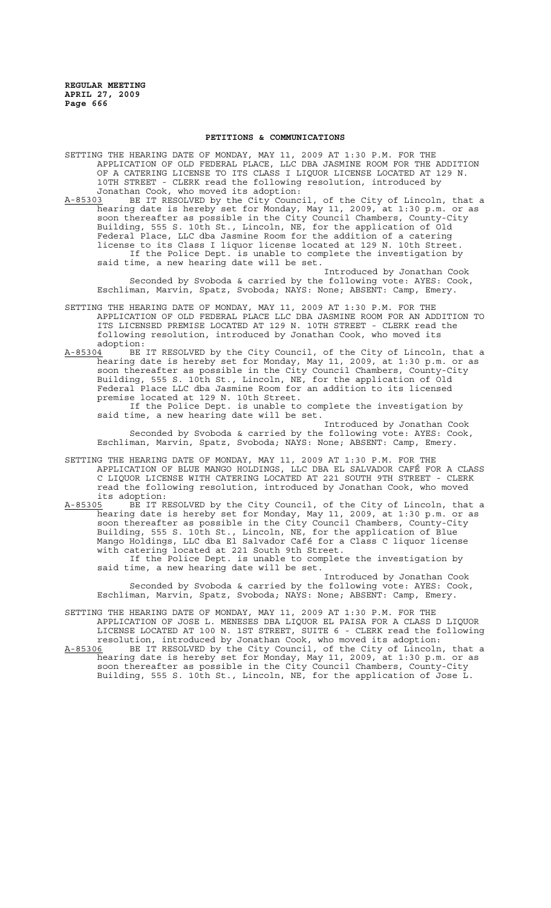## PETITIONS & COMMUNICATIONS

SETTING THE HEARING DATE OF MONDAY, MAY 11, 2009 AT 1:30 P.M. FOR THE APPLICATION OF OLD FEDERAL PLACE, LLC DBA JASMINE ROOM FOR THE ADDITION OF A CATERING LICENSE TO ITS CLASS I LIQUOR LICENSE LOCATED AT 129 N. 10TH STREET - CLERK read the following resolution, introduced by Jonathan Cook, who moved its adoption:

A-85303 BE IT RESOLVED by the City Council, of the City of Lincoln, that a hearing date is hereby set for Monday, May 11, 2009, at 1:30 p.m. or as soon thereafter as possible in the City Council Chambers, County-City Building, 555 S. 10th St., Lincoln, NE, for the application of Old Federal Place, LLC dba Jasmine Room for the addition of a catering license to its Class I liquor license located at 129 N. 10th Street.

If the Police Dept. is unable to complete the investigation by said time, a new hearing date will be set.

Introduced by Jonathan Cook

Seconded by Svoboda & carried by the following vote: AYES: Cook, Eschliman, Marvin, Spatz, Svoboda; NAYS: None; ABSENT: Camp, Emery.

SETTING THE HEARING DATE OF MONDAY, MAY 11, 2009 AT 1:30 P.M. FOR THE APPLICATION OF OLD FEDERAL PLACE LLC DBA JASMINE ROOM FOR AN ADDITION TO ITS LICENSED PREMISE LOCATED AT 129 N. 10TH STREET - CLERK read the following resolution, introduced by Jonathan Cook, who moved its adoption:

A-85304 BE IT RESOLVED by the City Council, of the City of Lincoln, that a hearing date is hereby set for Monday, May 11, 2009, at 1:30 p.m. or as soon thereafter as possible in the City Council Chambers, County-City Building, 555 S. 10th St., Lincoln, NE, for the application of Old Federal Place LLC dba Jasmine Room for an addition to its licensed premise located at 129 N. 10th Street.

If the Police Dept. is unable to complete the investigation by said time, a new hearing date will be set.

Introduced by Jonathan Cook

Seconded by Svoboda & carried by the following vote: AYES: Cook, Eschliman, Marvin, Spatz, Svoboda; NAYS: None; ABSENT: Camp, Emery.

SETTING THE HEARING DATE OF MONDAY, MAY 11, 2009 AT 1:30 P.M. FOR THE APPLICATION OF BLUE MANGO HOLDINGS, LLC DBA EL SALVADOR CAFÉ FOR A CLASS C LIQUOR LICENSE WITH CATERING LOCATED AT 221 SOUTH 9TH STREET - CLERK read the following resolution, introduced by Jonathan Cook, who moved its adoption:

A-85305 BE IT RESOLVED by the City Council, of the City of Lincoln, that a hearing date is hereby set for Monday, May 11, 2009, at 1:30 p.m. or as soon thereafter as possible in the City Council Chambers, County-City Building, 555 S. 10th St., Lincoln, NE, for the application of Blue Mango Holdings, LLC dba El Salvador Café for a Class C liquor license with catering located at 221 South 9th Street.

If the Police Dept. is unable to complete the investigation by said time, a new hearing date will be set.

Introduced by Jonathan Cook

Seconded by Svoboda & carried by the following vote: AYES: Cook, Eschliman, Marvin, Spatz, Svoboda; NAYS: None; ABSENT: Camp, Emery.

SETTING THE HEARING DATE OF MONDAY, MAY 11, 2009 AT 1:30 P.M. FOR THE APPLICATION OF JOSE L. MENESES DBA LIQUOR EL PAISA FOR A CLASS D LIQUOR LICENSE LOCATED AT 100 N. 1ST STREET, SUITE 6 - CLERK read the following resolution, introduced by Jonathan Cook, who moved its adoption:

A-85306 BE IT RESOLVED by the City Council, of the City of Lincoln, that a hearing date is hereby set for Monday, May 11, 2009, at 1:30 p.m. or as soon thereafter as possible in the City Council Chambers, County-City Building, 555 S. 10th St., Lincoln, NE, for the application of Jose L.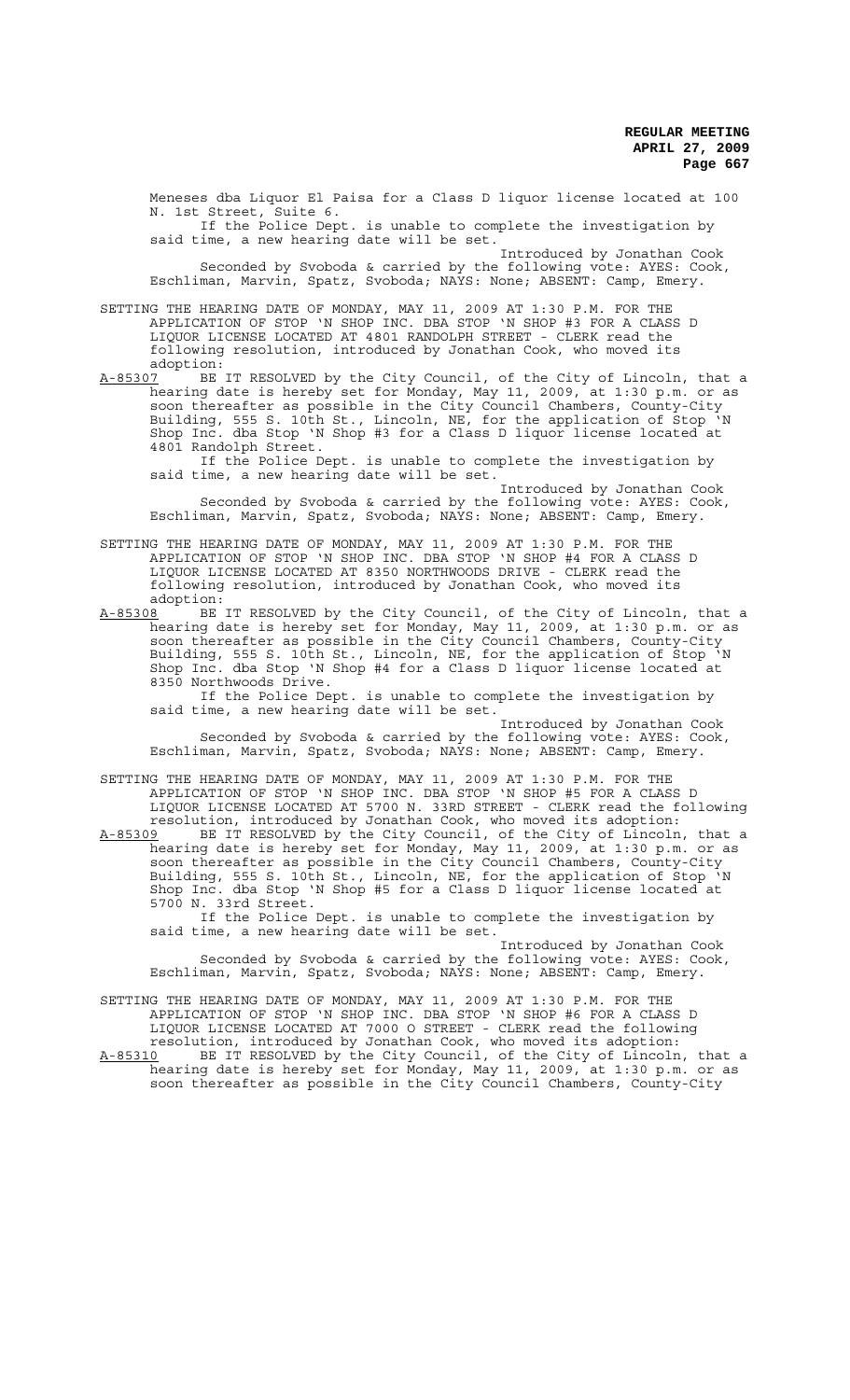Meneses dba Liquor El Paisa for a Class D liquor license located at 100 N. 1st Street, Suite 6.

If the Police Dept. is unable to complete the investigation by said time, a new hearing date will be set.

Introduced by Jonathan Cook

Seconded by Svoboda & carried by the following vote: AYES: Cook, Eschliman, Marvin, Spatz, Svoboda; NAYS: None; ABSENT: Camp, Emery.

SETTING THE HEARING DATE OF MONDAY, MAY 11, 2009 AT 1:30 P.M. FOR THE APPLICATION OF STOP 'N SHOP INC. DBA STOP 'N SHOP #3 FOR A CLASS D LIQUOR LICENSE LOCATED AT 4801 RANDOLPH STREET - CLERK read the following resolution, introduced by Jonathan Cook, who moved its adoption:

A-85307 BE IT RESOLVED by the City Council, of the City of Lincoln, that a hearing date is hereby set for Monday, May 11, 2009, at 1:30 p.m. or as soon thereafter as possible in the City Council Chambers, County-City Building, 555 S. 10th St., Lincoln, NE, for the application of Stop 'N Shop Inc. dba Stop 'N Shop #3 for a Class D liquor license located at 4801 Randolph Street.

If the Police Dept. is unable to complete the investigation by said time, a new hearing date will be set.

Introduced by Jonathan Cook

Seconded by Svoboda & carried by the following vote: AYES: Cook, Eschliman, Marvin, Spatz, Svoboda; NAYS: None; ABSENT: Camp, Emery.

SETTING THE HEARING DATE OF MONDAY, MAY 11, 2009 AT 1:30 P.M. FOR THE APPLICATION OF STOP 'N SHOP INC. DBA STOP 'N SHOP #4 FOR A CLASS D LIQUOR LICENSE LOCATED AT 8350 NORTHWOODS DRIVE - CLERK read the following resolution, introduced by Jonathan Cook, who moved its adoption:

A-85308 BE IT RESOLVED by the City Council, of the City of Lincoln, that a hearing date is hereby set for Monday, May 11, 2009, at 1:30 p.m. or as soon thereafter as possible in the City Council Chambers, County-City Building, 555 S. 10th St., Lincoln, NE, for the application of Stop 'N Shop Inc. dba Stop 'N Shop #4 for a Class D liquor license located at 8350 Northwoods Drive.

If the Police Dept. is unable to complete the investigation by said time, a new hearing date will be set.

Introduced by Jonathan Cook

Seconded by Svoboda & carried by the following vote: AYES: Cook, Eschliman, Marvin, Spatz, Svoboda; NAYS: None; ABSENT: Camp, Emery.

SETTING THE HEARING DATE OF MONDAY, MAY 11, 2009 AT 1:30 P.M. FOR THE APPLICATION OF STOP 'N SHOP INC. DBA STOP 'N SHOP #5 FOR A CLASS D LIQUOR LICENSE LOCATED AT 5700 N. 33RD STREET - CLERK read the following resolution, introduced by Jonathan Cook, who moved its adoption:

A-85309 BE IT RESOLVED by the City Council, of the City of Lincoln, that a hearing date is hereby set for Monday, May 11, 2009, at 1:30 p.m. or as soon thereafter as possible in the City Council Chambers, County-City Building, 555 S. 10th St., Lincoln, NE, for the application of Stop 'N Shop Inc. dba Stop 'N Shop #5 for a Class D liquor license located at 5700 N. 33rd Street.

If the Police Dept. is unable to complete the investigation by said time, a new hearing date will be set.

Introduced by Jonathan Cook

Seconded by Svoboda & carried by the following vote: AYES: Cook, Eschliman, Marvin, Spatz, Svoboda; NAYS: None; ABSENT: Camp, Emery.

SETTING THE HEARING DATE OF MONDAY, MAY 11, 2009 AT 1:30 P.M. FOR THE APPLICATION OF STOP 'N SHOP INC. DBA STOP 'N SHOP #6 FOR A CLASS D LIQUOR LICENSE LOCATED AT 7000 O STREET - CLERK read the following resolution, introduced by Jonathan Cook, who moved its adoption:

A-85310 BE IT RESOLVED by the City Council, of the City of Lincoln, that a hearing date is hereby set for Monday, May 11, 2009, at 1:30 p.m. or as soon thereafter as possible in the City Council Chambers, County-City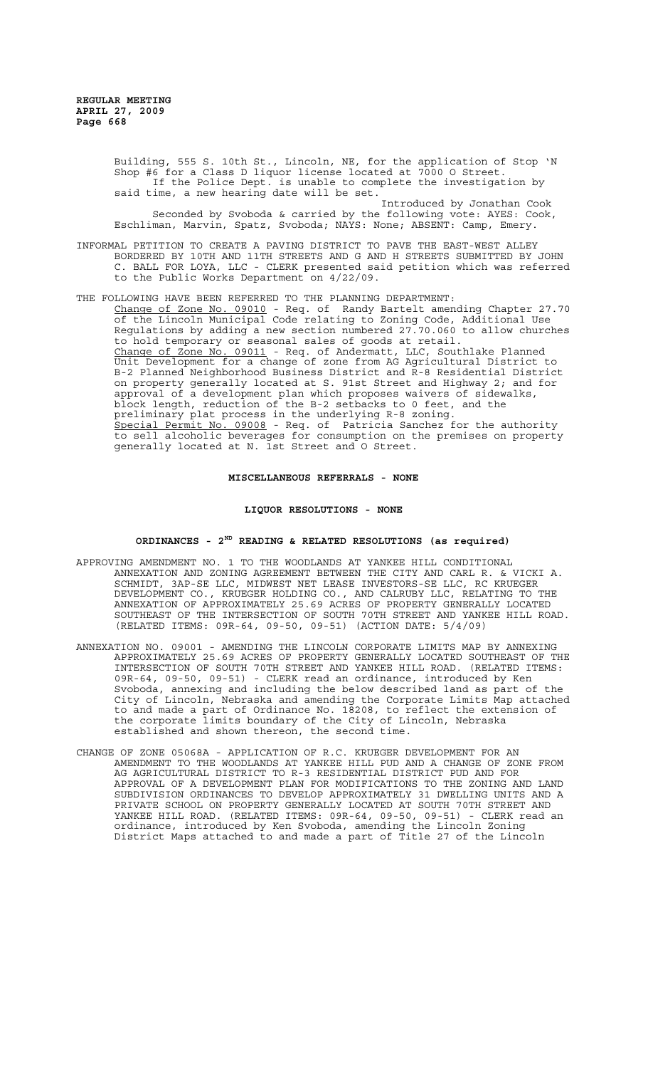Building, 555 S. 10th St., Lincoln, NE, for the application of Stop 'N Shop #6 for a Class D liquor license located at 7000 O Street. If the Police Dept. is unable to complete the investigation by said time, a new hearing date will be set.

Introduced by Jonathan Cook

Seconded by Svoboda & carried by the following vote: AYES: Cook, Eschliman, Marvin, Spatz, Svoboda; NAYS: None; ABSENT: Camp, Emery.

INFORMAL PETITION TO CREATE A PAVING DISTRICT TO PAVE THE EAST-WEST ALLEY BORDERED BY 10TH AND 11TH STREETS AND G AND H STREETS SUBMITTED BY JOHN C. BALL FOR LOYA, LLC - CLERK presented said petition which was referred to the Public Works Department on 4/22/09.

THE FOLLOWING HAVE BEEN REFERRED TO THE PLANNING DEPARTMENT:

Change of Zone No. 09010 - Req. of Randy Bartelt amending Chapter 27.70 of the Lincoln Municipal Code relating to Zoning Code, Additional Use Regulations by adding a new section numbered 27.70.060 to allow churches to hold temporary or seasonal sales of goods at retail.

Change of Zone No. 09011 - Req. of Andermatt, LLC, Southlake Planned Unit Development for a change of zone from AG Agricultural District to B-2 Planned Neighborhood Business District and R-8 Residential District on property generally located at S. 91st Street and Highway 2; and for approval of a development plan which proposes waivers of sidewalks, block length, reduction of the B-2 setbacks to 0 feet, and the preliminary plat process in the underlying R-8 zoning.

Special Permit No. 09008 - Req. of Patricia Sanchez for the authority to sell alcoholic beverages for consumption on the premises on property generally located at N. 1st Street and O Street.

## MISCELLANEOUS REFERRALS - NONE

## LIQUOR RESOLUTIONS - NONE

## ORDINANCES - 2ND READING & RELATED RESOLUTIONS (as required)

APPROVING AMENDMENT NO. 1 TO THE WOODLANDS AT YANKEE HILL CONDITIONAL ANNEXATION AND ZONING AGREEMENT BETWEEN THE CITY AND CARL R. & VICKI A. SCHMIDT, 3AP-SE LLC, MIDWEST NET LEASE INVESTORS-SE LLC, RC KRUEGER DEVELOPMENT CO., KRUEGER HOLDING CO., AND CALRUBY LLC, RELATING TO THE ANNEXATION OF APPROXIMATELY 25.69 ACRES OF PROPERTY GENERALLY LOCATED SOUTHEAST OF THE INTERSECTION OF SOUTH 70TH STREET AND YANKEE HILL ROAD. (RELATED ITEMS: 09R-64, 09-50, 09-51) (ACTION DATE: 5/4/09)

ANNEXATION NO. 09001 - AMENDING THE LINCOLN CORPORATE LIMITS MAP BY ANNEXING APPROXIMATELY 25.69 ACRES OF PROPERTY GENERALLY LOCATED SOUTHEAST OF THE INTERSECTION OF SOUTH 70TH STREET AND YANKEE HILL ROAD. (RELATED ITEMS: 09R-64, 09-50, 09-51) - CLERK read an ordinance, introduced by Ken Svoboda, annexing and including the below described land as part of the City of Lincoln, Nebraska and amending the Corporate Limits Map attached to and made a part of Ordinance No. 18208, to reflect the extension of the corporate limits boundary of the City of Lincoln, Nebraska established and shown thereon, the second time.

CHANGE OF ZONE 05068A - APPLICATION OF R.C. KRUEGER DEVELOPMENT FOR AN AMENDMENT TO THE WOODLANDS AT YANKEE HILL PUD AND A CHANGE OF ZONE FROM AG AGRICULTURAL DISTRICT TO R-3 RESIDENTIAL DISTRICT PUD AND FOR APPROVAL OF A DEVELOPMENT PLAN FOR MODIFICATIONS TO THE ZONING AND LAND SUBDIVISION ORDINANCES TO DEVELOP APPROXIMATELY 31 DWELLING UNITS AND A PRIVATE SCHOOL ON PROPERTY GENERALLY LOCATED AT SOUTH 70TH STREET AND YANKEE HILL ROAD. (RELATED ITEMS: 09R-64, 09-50, 09-51) - CLERK read an ordinance, introduced by Ken Svoboda, amending the Lincoln Zoning District Maps attached to and made a part of Title 27 of the Lincoln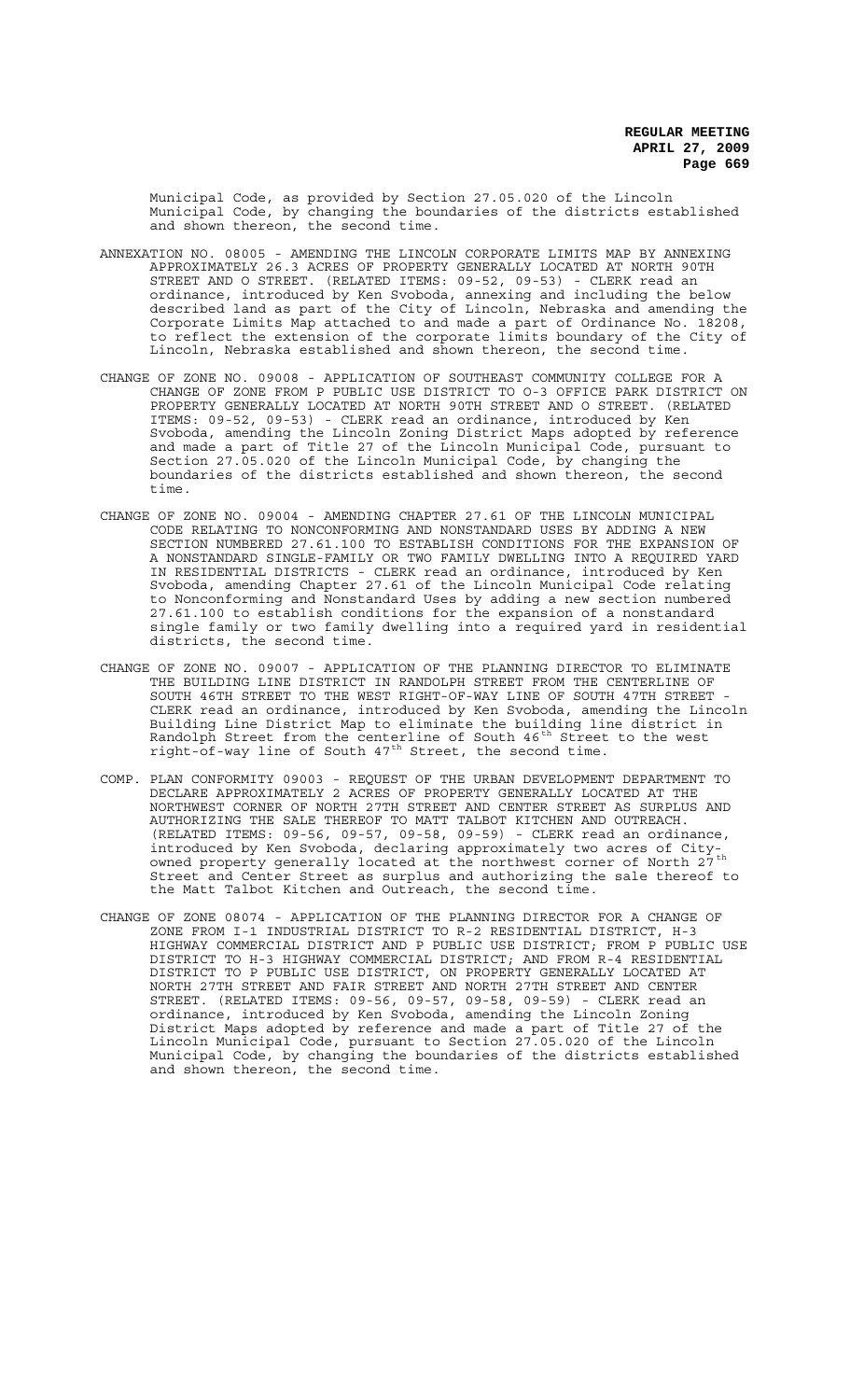Municipal Code, as provided by Section 27.05.020 of the Lincoln Municipal Code, by changing the boundaries of the districts established and shown thereon, the second time.

ANNEXATION NO. 08005 - AMENDING THE LINCOLN CORPORATE LIMITS MAP BY ANNEXING APPROXIMATELY 26.3 ACRES OF PROPERTY GENERALLY LOCATED AT NORTH 90TH STREET AND O STREET. (RELATED ITEMS: 09-52, 09-53) - CLERK read an ordinance, introduced by Ken Svoboda, annexing and including the below described land as part of the City of Lincoln, Nebraska and amending the Corporate Limits Map attached to and made a part of Ordinance No. 18208, to reflect the extension of the corporate limits boundary of the City of Lincoln, Nebraska established and shown thereon, the second time.

CHANGE OF ZONE NO. 09008 - APPLICATION OF SOUTHEAST COMMUNITY COLLEGE FOR A CHANGE OF ZONE FROM P PUBLIC USE DISTRICT TO O-3 OFFICE PARK DISTRICT ON PROPERTY GENERALLY LOCATED AT NORTH 90TH STREET AND O STREET. (RELATED ITEMS: 09-52, 09-53) - CLERK read an ordinance, introduced by Ken Svoboda, amending the Lincoln Zoning District Maps adopted by reference and made a part of Title 27 of the Lincoln Municipal Code, pursuant to Section 27.05.020 of the Lincoln Municipal Code, by changing the boundaries of the districts established and shown thereon, the second time.

CHANGE OF ZONE NO. 09004 - AMENDING CHAPTER 27.61 OF THE LINCOLN MUNICIPAL CODE RELATING TO NONCONFORMING AND NONSTANDARD USES BY ADDING A NEW SECTION NUMBERED 27.61.100 TO ESTABLISH CONDITIONS FOR THE EXPANSION OF A NONSTANDARD SINGLE-FAMILY OR TWO FAMILY DWELLING INTO A REQUIRED YARD IN RESIDENTIAL DISTRICTS - CLERK read an ordinance, introduced by Ken Svoboda, amending Chapter 27.61 of the Lincoln Municipal Code relating to Nonconforming and Nonstandard Uses by adding a new section numbered 27.61.100 to establish conditions for the expansion of a nonstandard single family or two family dwelling into a required yard in residential districts, the second time.

CHANGE OF ZONE NO. 09007 - APPLICATION OF THE PLANNING DIRECTOR TO ELIMINATE THE BUILDING LINE DISTRICT IN RANDOLPH STREET FROM THE CENTERLINE OF SOUTH 46TH STREET TO THE WEST RIGHT-OF-WAY LINE OF SOUTH 47TH STREET - CLERK read an ordinance, introduced by Ken Svoboda, amending the Lincoln Building Line District Map to eliminate the building line district in Randolph Street from the centerline of South 46th Street to the west right-of-way line of South 47th Street, the second time.

COMP. PLAN CONFORMITY 09003 - REQUEST OF THE URBAN DEVELOPMENT DEPARTMENT TO DECLARE APPROXIMATELY 2 ACRES OF PROPERTY GENERALLY LOCATED AT THE NORTHWEST CORNER OF NORTH 27TH STREET AND CENTER STREET AS SURPLUS AND AUTHORIZING THE SALE THEREOF TO MATT TALBOT KITCHEN AND OUTREACH. (RELATED ITEMS: 09-56, 09-57, 09-58, 09-59) - CLERK read an ordinance, introduced by Ken Svoboda, declaring approximately two acres of City-owned property generally located at the northwest corner of North 27th Street and Center Street as surplus and authorizing the sale thereof to the Matt Talbot Kitchen and Outreach, the second time.

CHANGE OF ZONE 08074 - APPLICATION OF THE PLANNING DIRECTOR FOR A CHANGE OF ZONE FROM I-1 INDUSTRIAL DISTRICT TO R-2 RESIDENTIAL DISTRICT, H-3 HIGHWAY COMMERCIAL DISTRICT AND P PUBLIC USE DISTRICT; FROM P PUBLIC USE DISTRICT TO H-3 HIGHWAY COMMERCIAL DISTRICT; AND FROM R-4 RESIDENTIAL DISTRICT TO P PUBLIC USE DISTRICT, ON PROPERTY GENERALLY LOCATED AT NORTH 27TH STREET AND FAIR STREET AND NORTH 27TH STREET AND CENTER STREET. (RELATED ITEMS: 09-56, 09-57, 09-58, 09-59) - CLERK read an ordinance, introduced by Ken Svoboda, amending the Lincoln Zoning District Maps adopted by reference and made a part of Title 27 of the Lincoln Municipal Code, pursuant to Section 27.05.020 of the Lincoln Municipal Code, by changing the boundaries of the districts established and shown thereon, the second time.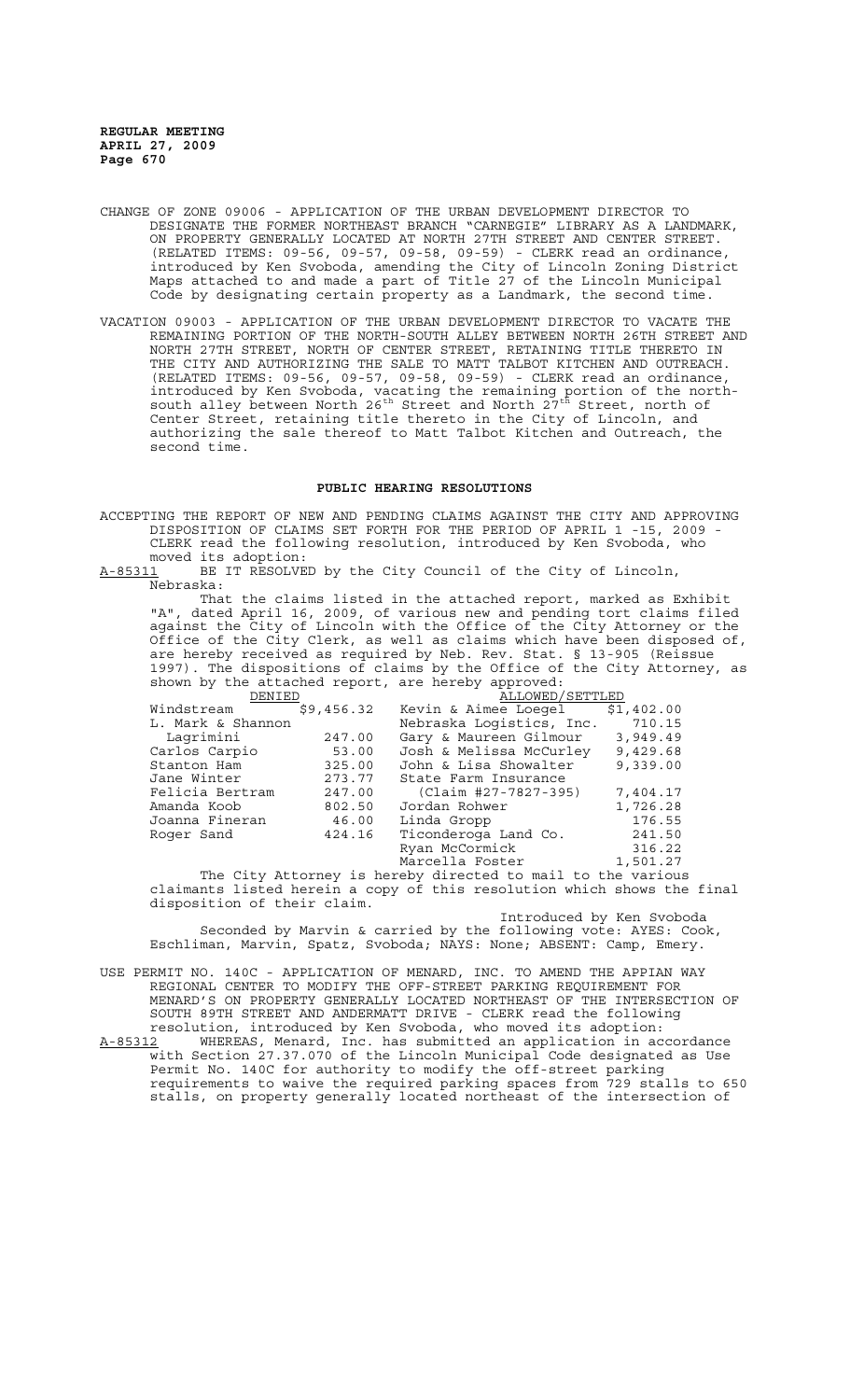CHANGE OF ZONE 09006 - APPLICATION OF THE URBAN DEVELOPMENT DIRECTOR TO DESIGNATE THE FORMER NORTHEAST BRANCH "CARNEGIE" LIBRARY AS A LANDMARK, ON PROPERTY GENERALLY LOCATED AT NORTH 27TH STREET AND CENTER STREET. (RELATED ITEMS: 09-56, 09-57, 09-58, 09-59) - CLERK read an ordinance, introduced by Ken Svoboda, amending the City of Lincoln Zoning District Maps attached to and made a part of Title 27 of the Lincoln Municipal Code by designating certain property as a Landmark, the second time.

VACATION 09003 - APPLICATION OF THE URBAN DEVELOPMENT DIRECTOR TO VACATE THE REMAINING PORTION OF THE NORTH-SOUTH ALLEY BETWEEN NORTH 26TH STREET AND NORTH 27TH STREET, NORTH OF CENTER STREET, RETAINING TITLE THERETO IN THE CITY AND AUTHORIZING THE SALE TO MATT TALBOT KITCHEN AND OUTREACH. (RELATED ITEMS: 09-56, 09-57, 09-58, 09-59) - CLERK read an ordinance, introduced by Ken Svoboda, vacating the remaining portion of the north-south alley between North 26th Street and North 27th Street, north of Center Street, retaining title thereto in the City of Lincoln, and authorizing the sale thereof to Matt Talbot Kitchen and Outreach, the second time.

## PUBLIC HEARING RESOLUTIONS

ACCEPTING THE REPORT OF NEW AND PENDING CLAIMS AGAINST THE CITY AND APPROVING DISPOSITION OF CLAIMS SET FORTH FOR THE PERIOD OF APRIL 1 -15, 2009 - CLERK read the following resolution, introduced by Ken Svoboda, who moved its adoption:

A-85311 BE IT RESOLVED by the City Council of the City of Lincoln, Nebraska:

That the claims listed in the attached report, marked as Exhibit "A", dated April 16, 2009, of various new and pending tort claims filed against the City of Lincoln with the Office of the City Attorney or the Office of the City Clerk, as well as claims which have been disposed of, are hereby received as required by Neb. Rev. Stat. § 13-905 (Reissue 1997). The dispositions of claims by the Office of the City Attorney, as shown by the attached report, are hereby approved:

| DENIED | | ALLOWED/SETTLED | |
|---|---|---|---|
| Windstream | $9,456.32 | Kevin & Aimee Loegel | $1,402.00 |
| L. Mark & Shannon Lagrimini | 247.00 | Nebraska Logistics, Inc. | 710.15 |
| | | Gary & Maureen Gilmour | 3,949.49 |
| Carlos Carpio | 53.00 | Josh & Melissa McCurley | 9,429.68 |
| Stanton Ham | 325.00 | John & Lisa Showalter | 9,339.00 |
| Jane Winter | 273.77 | State Farm Insurance | |
| Felicia Bertram | 247.00 | (Claim #27-7827-395) | 7,404.17 |
| Amanda Koob | 802.50 | Jordan Rohwer | 1,726.28 |
| Joanna Fineran | 46.00 | Linda Gropp | 176.55 |
| Roger Sand | 424.16 | Ticonderoga Land Co. | 241.50 |
| | | Ryan McCormick | 316.22 |
| | | Marcella Foster | 1,501.27 |

The City Attorney is hereby directed to mail to the various claimants listed herein a copy of this resolution which shows the final disposition of their claim.

Introduced by Ken Svoboda

Seconded by Marvin & carried by the following vote: AYES: Cook, Eschliman, Marvin, Spatz, Svoboda; NAYS: None; ABSENT: Camp, Emery.

USE PERMIT NO. 140C - APPLICATION OF MENARD, INC. TO AMEND THE APPIAN WAY REGIONAL CENTER TO MODIFY THE OFF-STREET PARKING REQUIREMENT FOR MENARD'S ON PROPERTY GENERALLY LOCATED NORTHEAST OF THE INTERSECTION OF SOUTH 89TH STREET AND ANDERMATT DRIVE - CLERK read the following resolution, introduced by Ken Svoboda, who moved its adoption:

A-85312 WHEREAS, Menard, Inc. has submitted an application in accordance with Section 27.37.070 of the Lincoln Municipal Code designated as Use Permit No. 140C for authority to modify the off-street parking requirements to waive the required parking spaces from 729 stalls to 650 stalls, on property generally located northeast of the intersection of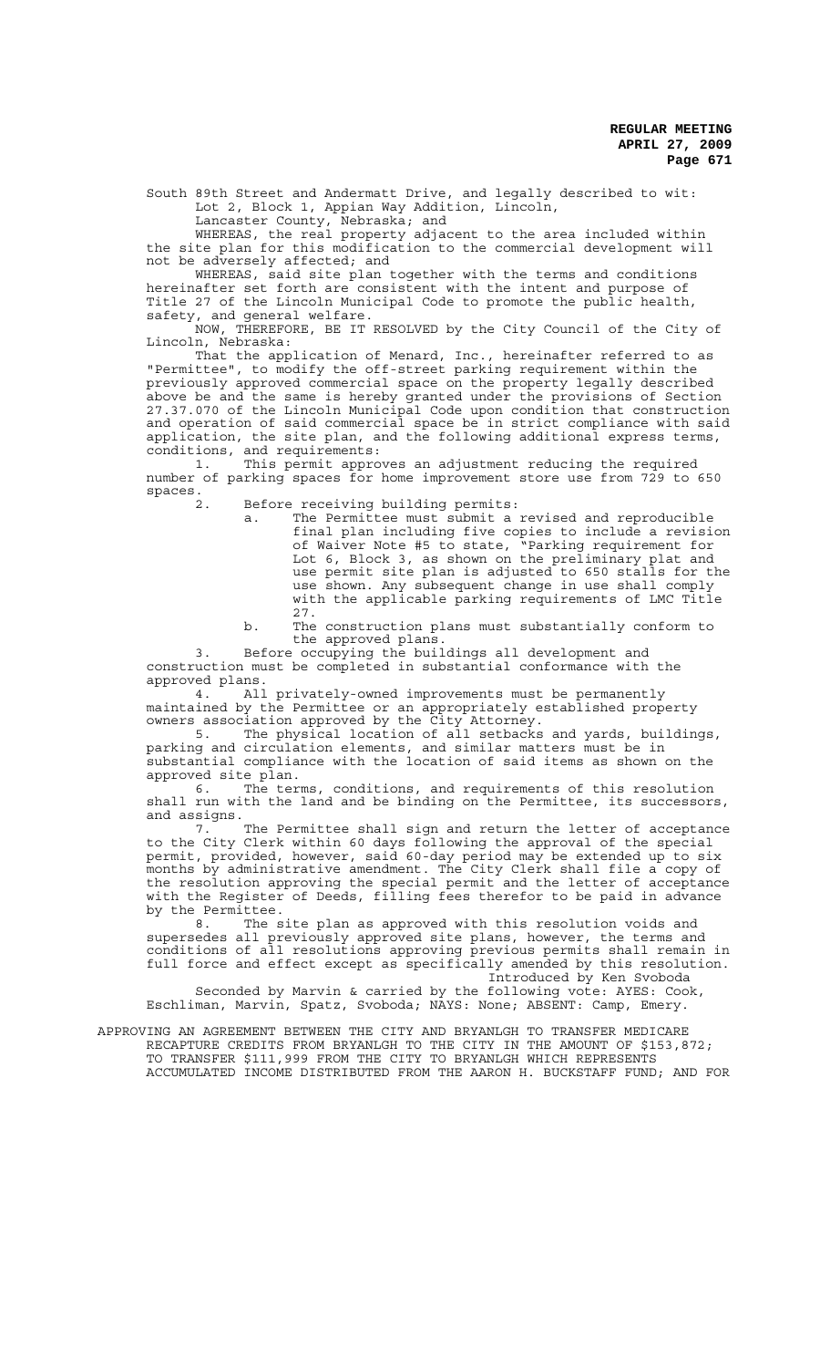South 89th Street and Andermatt Drive, and legally described to wit:

Lot 2, Block 1, Appian Way Addition, Lincoln,
Lancaster County, Nebraska; and

WHEREAS, the real property adjacent to the area included within the site plan for this modification to the commercial development will not be adversely affected; and

WHEREAS, said site plan together with the terms and conditions hereinafter set forth are consistent with the intent and purpose of Title 27 of the Lincoln Municipal Code to promote the public health, safety, and general welfare.

NOW, THEREFORE, BE IT RESOLVED by the City Council of the City of Lincoln, Nebraska:

That the application of Menard, Inc., hereinafter referred to as "Permittee", to modify the off-street parking requirement within the previously approved commercial space on the property legally described above be and the same is hereby granted under the provisions of Section 27.37.070 of the Lincoln Municipal Code upon condition that construction and operation of said commercial space be in strict compliance with said application, the site plan, and the following additional express terms, conditions, and requirements:

1. This permit approves an adjustment reducing the required number of parking spaces for home improvement store use from 729 to 650 spaces.

2. Before receiving building permits:

   a. The Permittee must submit a revised and reproducible final plan including five copies to include a revision of Waiver Note #5 to state, "Parking requirement for Lot 6, Block 3, as shown on the preliminary plat and use permit site plan is adjusted to 650 stalls for the use shown. Any subsequent change in use shall comply with the applicable parking requirements of LMC Title 27.

   b. The construction plans must substantially conform to the approved plans.

3. Before occupying the buildings all development and construction must be completed in substantial conformance with the approved plans.

4. All privately-owned improvements must be permanently maintained by the Permittee or an appropriately established property owners association approved by the City Attorney.

5. The physical location of all setbacks and yards, buildings, parking and circulation elements, and similar matters must be in substantial compliance with the location of said items as shown on the approved site plan.

6. The terms, conditions, and requirements of this resolution shall run with the land and be binding on the Permittee, its successors, and assigns.

7. The Permittee shall sign and return the letter of acceptance to the City Clerk within 60 days following the approval of the special permit, provided, however, said 60-day period may be extended up to six months by administrative amendment. The City Clerk shall file a copy of the resolution approving the special permit and the letter of acceptance with the Register of Deeds, filling fees therefor to be paid in advance by the Permittee.

8. The site plan as approved with this resolution voids and supersedes all previously approved site plans, however, the terms and conditions of all resolutions approving previous permits shall remain in full force and effect except as specifically amended by this resolution.

Introduced by Ken Svoboda

Seconded by Marvin & carried by the following vote: AYES: Cook, Eschliman, Marvin, Spatz, Svoboda; NAYS: None; ABSENT: Camp, Emery.

APPROVING AN AGREEMENT BETWEEN THE CITY AND BRYANLGH TO TRANSFER MEDICARE RECAPTURE CREDITS FROM BRYANLGH TO THE CITY IN THE AMOUNT OF $153,872; TO TRANSFER $111,999 FROM THE CITY TO BRYANLGH WHICH REPRESENTS ACCUMULATED INCOME DISTRIBUTED FROM THE AARON H. BUCKSTAFF FUND; AND FOR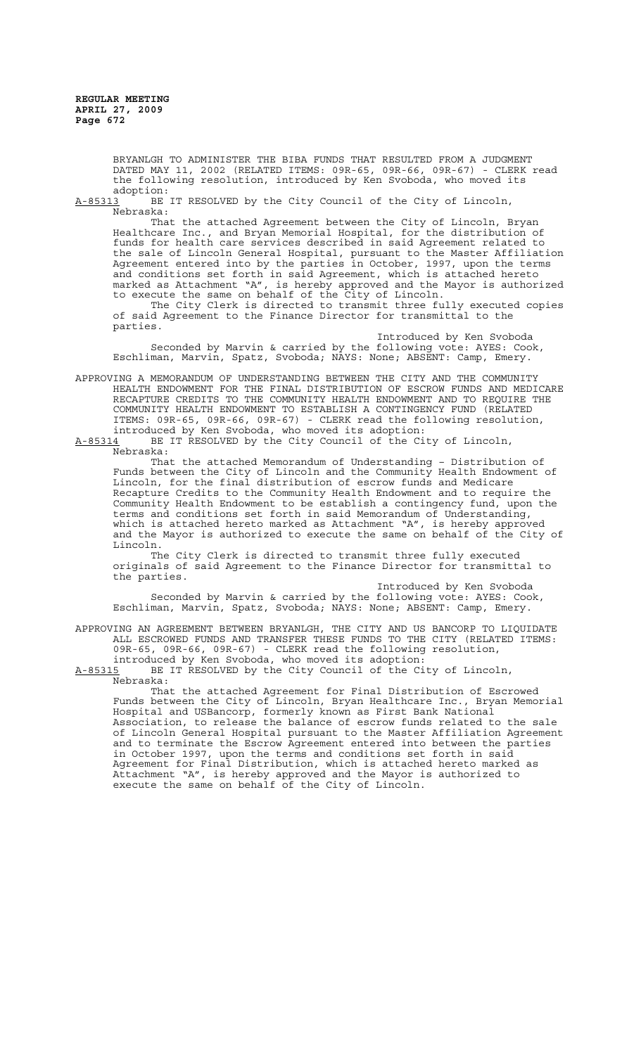BRYANLGH TO ADMINISTER THE BIBA FUNDS THAT RESULTED FROM A JUDGMENT DATED MAY 11, 2002 (RELATED ITEMS: 09R-65, 09R-66, 09R-67) - CLERK read the following resolution, introduced by Ken Svoboda, who moved its adoption:

A-85313 BE IT RESOLVED by the City Council of the City of Lincoln, Nebraska:

That the attached Agreement between the City of Lincoln, Bryan Healthcare Inc., and Bryan Memorial Hospital, for the distribution of funds for health care services described in said Agreement related to the sale of Lincoln General Hospital, pursuant to the Master Affiliation Agreement entered into by the parties in October, 1997, upon the terms and conditions set forth in said Agreement, which is attached hereto marked as Attachment "A", is hereby approved and the Mayor is authorized to execute the same on behalf of the City of Lincoln.

The City Clerk is directed to transmit three fully executed copies of said Agreement to the Finance Director for transmittal to the parties.

Introduced by Ken Svoboda

Seconded by Marvin & carried by the following vote: AYES: Cook, Eschliman, Marvin, Spatz, Svoboda; NAYS: None; ABSENT: Camp, Emery.

APPROVING A MEMORANDUM OF UNDERSTANDING BETWEEN THE CITY AND THE COMMUNITY HEALTH ENDOWMENT FOR THE FINAL DISTRIBUTION OF ESCROW FUNDS AND MEDICARE RECAPTURE CREDITS TO THE COMMUNITY HEALTH ENDOWMENT AND TO REQUIRE THE COMMUNITY HEALTH ENDOWMENT TO ESTABLISH A CONTINGENCY FUND (RELATED ITEMS: 09R-65, 09R-66, 09R-67) - CLERK read the following resolution, introduced by Ken Svoboda, who moved its adoption:

A-85314 BE IT RESOLVED by the City Council of the City of Lincoln, Nebraska:

That the attached Memorandum of Understanding – Distribution of Funds between the City of Lincoln and the Community Health Endowment of Lincoln, for the final distribution of escrow funds and Medicare Recapture Credits to the Community Health Endowment and to require the Community Health Endowment to be establish a contingency fund, upon the terms and conditions set forth in said Memorandum of Understanding, which is attached hereto marked as Attachment "A", is hereby approved and the Mayor is authorized to execute the same on behalf of the City of Lincoln.

The City Clerk is directed to transmit three fully executed originals of said Agreement to the Finance Director for transmittal to the parties.

Introduced by Ken Svoboda

Seconded by Marvin & carried by the following vote: AYES: Cook, Eschliman, Marvin, Spatz, Svoboda; NAYS: None; ABSENT: Camp, Emery.

APPROVING AN AGREEMENT BETWEEN BRYANLGH, THE CITY AND US BANCORP TO LIQUIDATE ALL ESCROWED FUNDS AND TRANSFER THESE FUNDS TO THE CITY (RELATED ITEMS: 09R-65, 09R-66, 09R-67) - CLERK read the following resolution, introduced by Ken Svoboda, who moved its adoption:

A-85315 BE IT RESOLVED by the City Council of the City of Lincoln, Nebraska:

That the attached Agreement for Final Distribution of Escrowed Funds between the City of Lincoln, Bryan Healthcare Inc., Bryan Memorial Hospital and USBancorp, formerly known as First Bank National Association, to release the balance of escrow funds related to the sale of Lincoln General Hospital pursuant to the Master Affiliation Agreement and to terminate the Escrow Agreement entered into between the parties in October 1997, upon the terms and conditions set forth in said Agreement for Final Distribution, which is attached hereto marked as Attachment "A", is hereby approved and the Mayor is authorized to execute the same on behalf of the City of Lincoln.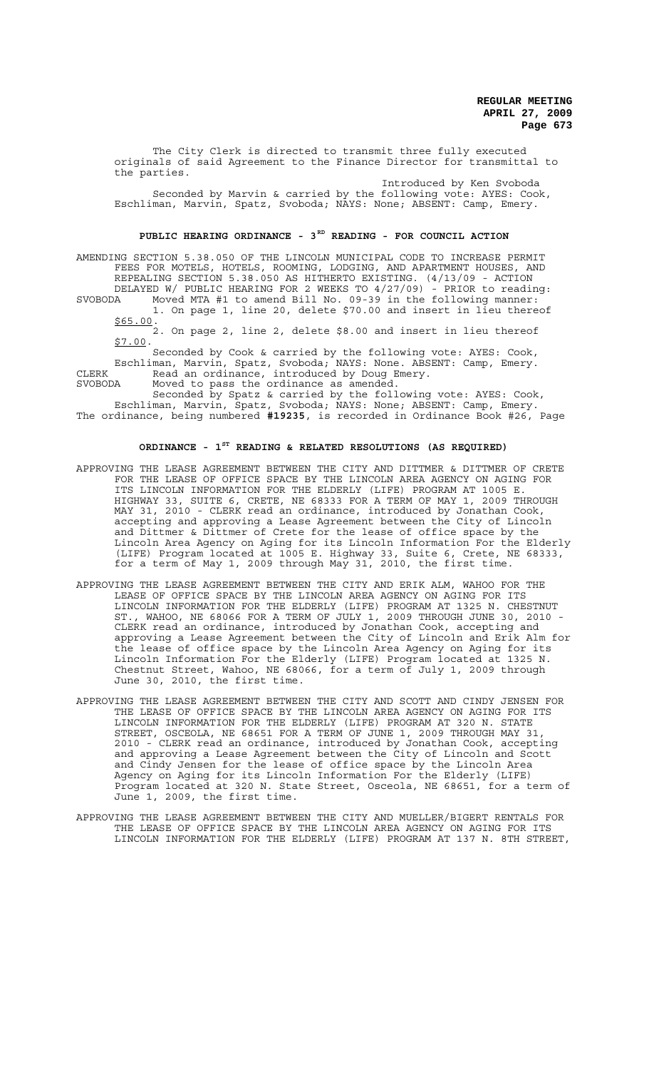The City Clerk is directed to transmit three fully executed originals of said Agreement to the Finance Director for transmittal to the parties.

Introduced by Ken Svoboda

Seconded by Marvin & carried by the following vote: AYES: Cook, Eschliman, Marvin, Spatz, Svoboda; NAYS: None; ABSENT: Camp, Emery.

## PUBLIC HEARING ORDINANCE - 3RD READING - FOR COUNCIL ACTION

AMENDING SECTION 5.38.050 OF THE LINCOLN MUNICIPAL CODE TO INCREASE PERMIT FEES FOR MOTELS, HOTELS, ROOMING, LODGING, AND APARTMENT HOUSES, AND REPEALING SECTION 5.38.050 AS HITHERTO EXISTING. (4/13/09 - ACTION DELAYED W/ PUBLIC HEARING FOR 2 WEEKS TO 4/27/09) - PRIOR to reading:

SVOBODA Moved MTA #1 to amend Bill No. 09-39 in the following manner:
1. On page 1, line 20, delete $70.00 and insert in lieu thereof $65.00.
2. On page 2, line 2, delete $8.00 and insert in lieu thereof $7.00.

Seconded by Cook & carried by the following vote: AYES: Cook, Eschliman, Marvin, Spatz, Svoboda; NAYS: None. ABSENT: Camp, Emery.

CLERK Read an ordinance, introduced by Doug Emery.

SVOBODA Moved to pass the ordinance as amended.

Seconded by Spatz & carried by the following vote: AYES: Cook, Eschliman, Marvin, Spatz, Svoboda; NAYS: None; ABSENT: Camp, Emery.

The ordinance, being numbered **#19235**, is recorded in Ordinance Book #26, Page

## ORDINANCE - 1ST READING & RELATED RESOLUTIONS (AS REQUIRED)

APPROVING THE LEASE AGREEMENT BETWEEN THE CITY AND DITTMER & DITTMER OF CRETE FOR THE LEASE OF OFFICE SPACE BY THE LINCOLN AREA AGENCY ON AGING FOR ITS LINCOLN INFORMATION FOR THE ELDERLY (LIFE) PROGRAM AT 1005 E. HIGHWAY 33, SUITE 6, CRETE, NE 68333 FOR A TERM OF MAY 1, 2009 THROUGH MAY 31, 2010 - CLERK read an ordinance, introduced by Jonathan Cook, accepting and approving a Lease Agreement between the City of Lincoln and Dittmer & Dittmer of Crete for the lease of office space by the Lincoln Area Agency on Aging for its Lincoln Information For the Elderly (LIFE) Program located at 1005 E. Highway 33, Suite 6, Crete, NE 68333, for a term of May 1, 2009 through May 31, 2010, the first time.

APPROVING THE LEASE AGREEMENT BETWEEN THE CITY AND ERIK ALM, WAHOO FOR THE LEASE OF OFFICE SPACE BY THE LINCOLN AREA AGENCY ON AGING FOR ITS LINCOLN INFORMATION FOR THE ELDERLY (LIFE) PROGRAM AT 1325 N. CHESTNUT ST., WAHOO, NE 68066 FOR A TERM OF JULY 1, 2009 THROUGH JUNE 30, 2010 - CLERK read an ordinance, introduced by Jonathan Cook, accepting and approving a Lease Agreement between the City of Lincoln and Erik Alm for the lease of office space by the Lincoln Area Agency on Aging for its Lincoln Information For the Elderly (LIFE) Program located at 1325 N. Chestnut Street, Wahoo, NE 68066, for a term of July 1, 2009 through June 30, 2010, the first time.

APPROVING THE LEASE AGREEMENT BETWEEN THE CITY AND SCOTT AND CINDY JENSEN FOR THE LEASE OF OFFICE SPACE BY THE LINCOLN AREA AGENCY ON AGING FOR ITS LINCOLN INFORMATION FOR THE ELDERLY (LIFE) PROGRAM AT 320 N. STATE STREET, OSCEOLA, NE 68651 FOR A TERM OF JUNE 1, 2009 THROUGH MAY 31, 2010 - CLERK read an ordinance, introduced by Jonathan Cook, accepting and approving a Lease Agreement between the City of Lincoln and Scott and Cindy Jensen for the lease of office space by the Lincoln Area Agency on Aging for its Lincoln Information For the Elderly (LIFE) Program located at 320 N. State Street, Osceola, NE 68651, for a term of June 1, 2009, the first time.

APPROVING THE LEASE AGREEMENT BETWEEN THE CITY AND MUELLER/BIGERT RENTALS FOR THE LEASE OF OFFICE SPACE BY THE LINCOLN AREA AGENCY ON AGING FOR ITS LINCOLN INFORMATION FOR THE ELDERLY (LIFE) PROGRAM AT 137 N. 8TH STREET,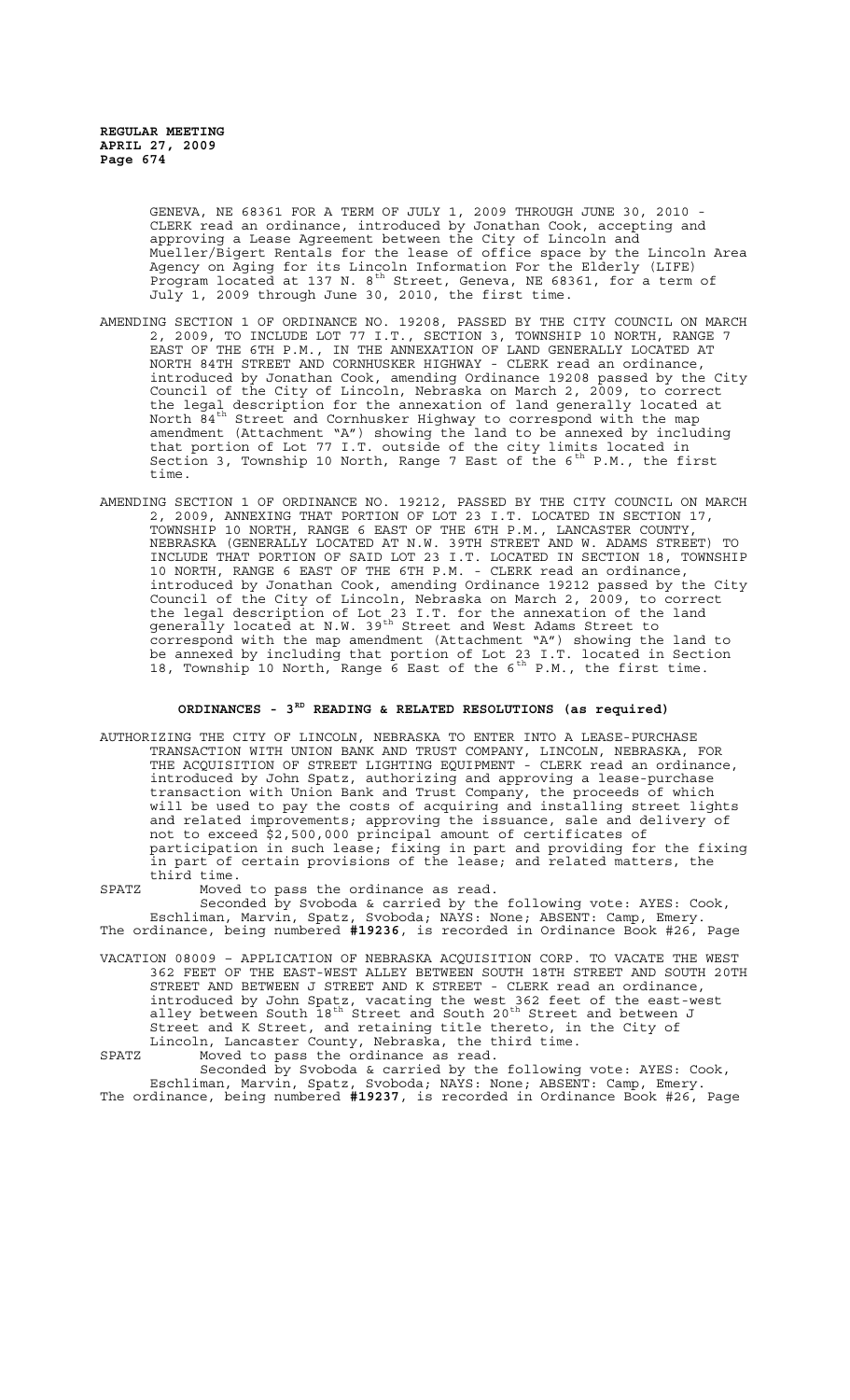GENEVA, NE 68361 FOR A TERM OF JULY 1, 2009 THROUGH JUNE 30, 2010 - CLERK read an ordinance, introduced by Jonathan Cook, accepting and approving a Lease Agreement between the City of Lincoln and Mueller/Bigert Rentals for the lease of office space by the Lincoln Area Agency on Aging for its Lincoln Information For the Elderly (LIFE) Program located at 137 N. 8th Street, Geneva, NE 68361, for a term of July 1, 2009 through June 30, 2010, the first time.

AMENDING SECTION 1 OF ORDINANCE NO. 19208, PASSED BY THE CITY COUNCIL ON MARCH 2, 2009, TO INCLUDE LOT 77 I.T., SECTION 3, TOWNSHIP 10 NORTH, RANGE 7 EAST OF THE 6TH P.M., IN THE ANNEXATION OF LAND GENERALLY LOCATED AT NORTH 84TH STREET AND CORNHUSKER HIGHWAY - CLERK read an ordinance, introduced by Jonathan Cook, amending Ordinance 19208 passed by the City Council of the City of Lincoln, Nebraska on March 2, 2009, to correct the legal description for the annexation of land generally located at North 84th Street and Cornhusker Highway to correspond with the map amendment (Attachment "A") showing the land to be annexed by including that portion of Lot 77 I.T. outside of the city limits located in Section 3, Township 10 North, Range 7 East of the 6th P.M., the first time.

AMENDING SECTION 1 OF ORDINANCE NO. 19212, PASSED BY THE CITY COUNCIL ON MARCH 2, 2009, ANNEXING THAT PORTION OF LOT 23 I.T. LOCATED IN SECTION 17, TOWNSHIP 10 NORTH, RANGE 6 EAST OF THE 6TH P.M., LANCASTER COUNTY, NEBRASKA (GENERALLY LOCATED AT N.W. 39TH STREET AND W. ADAMS STREET) TO INCLUDE THAT PORTION OF SAID LOT 23 I.T. LOCATED IN SECTION 18, TOWNSHIP 10 NORTH, RANGE 6 EAST OF THE 6TH P.M. - CLERK read an ordinance, introduced by Jonathan Cook, amending Ordinance 19212 passed by the City Council of the City of Lincoln, Nebraska on March 2, 2009, to correct the legal description of Lot 23 I.T. for the annexation of the land generally located at N.W. 39th Street and West Adams Street to correspond with the map amendment (Attachment "A") showing the land to be annexed by including that portion of Lot 23 I.T. located in Section 18, Township 10 North, Range 6 East of the 6th P.M., the first time.

## ORDINANCES - 3RD READING & RELATED RESOLUTIONS (as required)

AUTHORIZING THE CITY OF LINCOLN, NEBRASKA TO ENTER INTO A LEASE-PURCHASE TRANSACTION WITH UNION BANK AND TRUST COMPANY, LINCOLN, NEBRASKA, FOR THE ACQUISITION OF STREET LIGHTING EQUIPMENT - CLERK read an ordinance, introduced by John Spatz, authorizing and approving a lease-purchase transaction with Union Bank and Trust Company, the proceeds of which will be used to pay the costs of acquiring and installing street lights and related improvements; approving the issuance, sale and delivery of not to exceed $2,500,000 principal amount of certificates of participation in such lease; fixing in part and providing for the fixing in part of certain provisions of the lease; and related matters, the third time.

SPATZ Moved to pass the ordinance as read.

Seconded by Svoboda & carried by the following vote: AYES: Cook, Eschliman, Marvin, Spatz, Svoboda; NAYS: None; ABSENT: Camp, Emery.

The ordinance, being numbered **#19236**, is recorded in Ordinance Book #26, Page

VACATION 08009 – APPLICATION OF NEBRASKA ACQUISITION CORP. TO VACATE THE WEST 362 FEET OF THE EAST-WEST ALLEY BETWEEN SOUTH 18TH STREET AND SOUTH 20TH STREET AND BETWEEN J STREET AND K STREET - CLERK read an ordinance, introduced by John Spatz, vacating the west 362 feet of the east-west alley between South 18th Street and South 20th Street and between J Street and K Street, and retaining title thereto, in the City of Lincoln, Lancaster County, Nebraska, the third time.

SPATZ Moved to pass the ordinance as read.

Seconded by Svoboda & carried by the following vote: AYES: Cook, Eschliman, Marvin, Spatz, Svoboda; NAYS: None; ABSENT: Camp, Emery.

The ordinance, being numbered **#19237**, is recorded in Ordinance Book #26, Page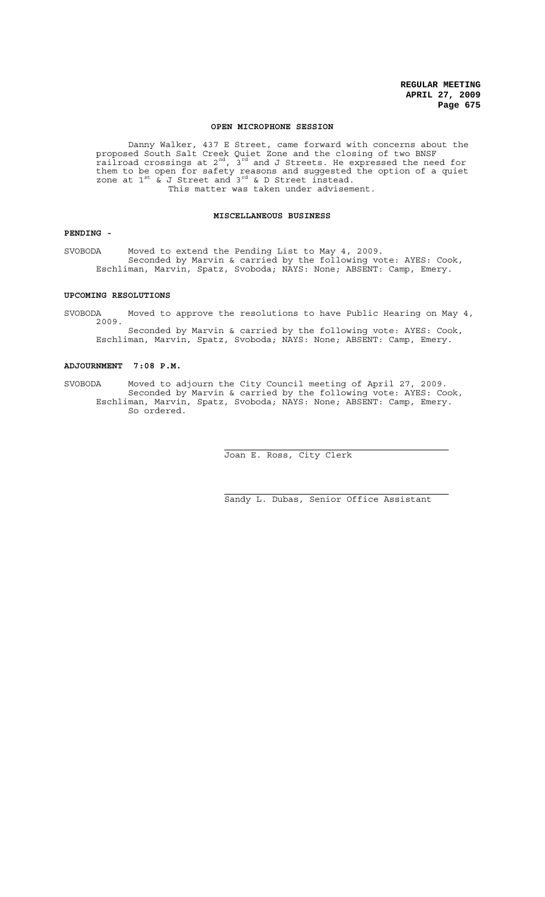### OPEN MICROPHONE SESSION

Danny Walker, 437 E Street, came forward with concerns about the proposed South Salt Creek Quiet Zone and the closing of two BNSF railroad crossings at 2nd, 3rd and J Streets. He expressed the need for them to be open for safety reasons and suggested the option of a quiet zone at 1st & J Street and 3rd & D Street instead.

This matter was taken under advisement.

### MISCELLANEOUS BUSINESS

**PENDING -**

SVOBODA Moved to extend the Pending List to May 4, 2009.
Seconded by Marvin & carried by the following vote: AYES: Cook, Eschliman, Marvin, Spatz, Svoboda; NAYS: None; ABSENT: Camp, Emery.

**UPCOMING RESOLUTIONS**

SVOBODA Moved to approve the resolutions to have Public Hearing on May 4, 2009.
Seconded by Marvin & carried by the following vote: AYES: Cook, Eschliman, Marvin, Spatz, Svoboda; NAYS: None; ABSENT: Camp, Emery.

**ADJOURNMENT 7:08 P.M.**

SVOBODA Moved to adjourn the City Council meeting of April 27, 2009.
Seconded by Marvin & carried by the following vote: AYES: Cook, Eschliman, Marvin, Spatz, Svoboda; NAYS: None; ABSENT: Camp, Emery.
So ordered.

Joan E. Ross, City Clerk

Sandy L. Dubas, Senior Office Assistant